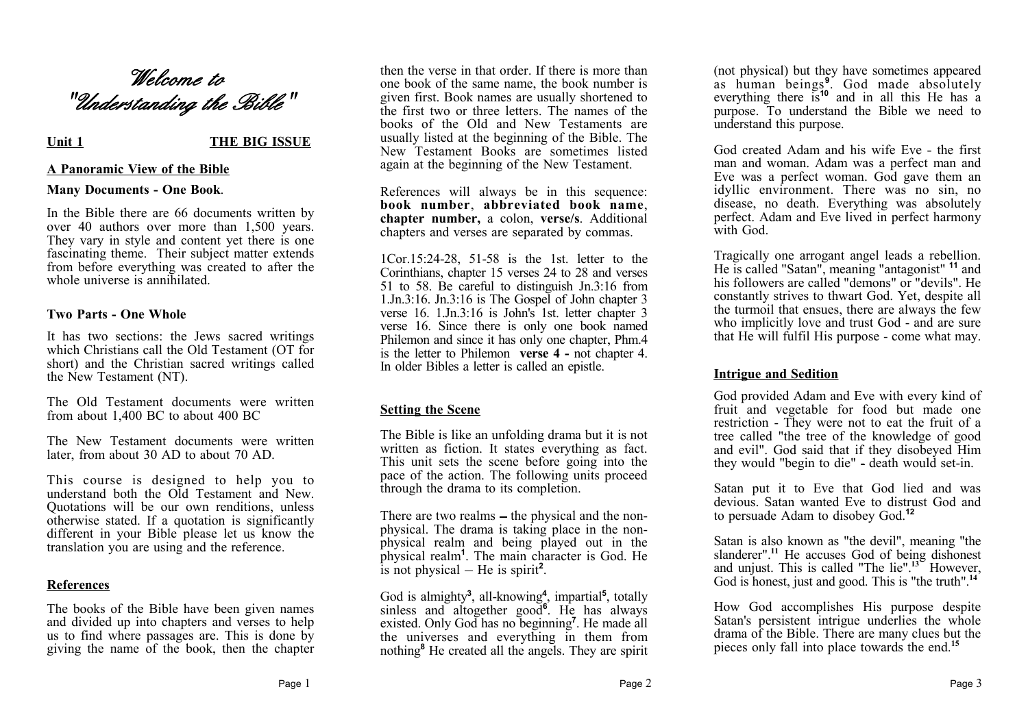# Welcome to "Understanding the Bible"

**Unit 1** **THE BIG ISSUE**

## A Panoramic View of the Bible

### Many Documents - One Book.

In the Bible there are 66 documents written by over 40 authors over more than 1,500 years. They vary in style and content yet there is one fascinating theme. Their subject matter extends from before everything was created to after the whole universe is annihilated.

### Two Parts - One Whole

It has two sections: the Jews sacred writings which Christians call the Old Testament (OT for short) and the Christian sacred writings called the New Testament (NT).

The Old Testament documents were written from about 1,400 BC to about 400 BC

The New Testament documents were written later, from about 30 AD to about 70 AD.

This course is designed to help you to understand both the Old Testament and New. Quotations will be our own renditions, unless otherwise stated. If a quotation is significantly different in your Bible please let us know the translation you are using and the reference.

## References

The books of the Bible have been given names and divided up into chapters and verses to help us to find where passages are. This is done by giving the name of the book, then the chapter then the verse in that order. If there is more than one book of the same name, the book number is given first. Book names are usually shortened to the first two or three letters. The names of the books of the Old and New Testaments are usually listed at the beginning of the Bible. The New Testament Books are sometimes listed again at the beginning of the New Testament.

References will always be in this sequence: **book number**, **abbreviated book name**, **chapter number,** a colon, **verse/s**. Additional chapters and verses are separated by commas.

1Cor.15:24-28, 51-58 is the 1st. letter to the Corinthians, chapter 15 verses 24 to 28 and verses 51 to 58. Be careful to distinguish Jn.3:16 from 1.Jn.3:16. Jn.3:16 is The Gospel of John chapter 3 verse 16. 1.Jn.3:16 is John's 1st. letter chapter 3 verse 16. Since there is only one book named Philemon and since it has only one chapter, Phm.4 is the letter to Philemon **verse 4 -** not chapter 4. In older Bibles a letter is called an epistle.

## Setting the Scene

The Bible is like an unfolding drama but it is not written as fiction. It states everything as fact. This unit sets the scene before going into the pace of the action. The following units proceed through the drama to its completion.

There are two realms – the physical and the non-physical. The drama is taking place in the non-physical realm and being played out in the physical realm[1]. The main character is God. He is not physical – He is spirit[2].

God is almighty[3], all-knowing[4], impartial[5], totally sinless and altogether good[6]. He has always existed. Only God has no beginning[7]. He made all the universes and everything in them from nothing[8] He created all the angels. They are spirit (not physical) but they have sometimes appeared as human beings[9]. God made absolutely everything there is[10] and in all this He has a purpose. To understand the Bible we need to understand this purpose.

God created Adam and his wife Eve - the first man and woman. Adam was a perfect man and Eve was a perfect woman. God gave them an idyllic environment. There was no sin, no disease, no death. Everything was absolutely perfect. Adam and Eve lived in perfect harmony with God.

Tragically one arrogant angel leads a rebellion. He is called "Satan", meaning "antagonist" [11] and his followers are called "demons" or "devils". He constantly strives to thwart God. Yet, despite all the turmoil that ensues, there are always the few who implicitly love and trust God - and are sure that He will fulfil His purpose - come what may.

## Intrigue and Sedition

God provided Adam and Eve with every kind of fruit and vegetable for food but made one restriction - They were not to eat the fruit of a tree called "the tree of the knowledge of good and evil". God said that if they disobeyed Him they would "begin to die" **-** death would set-in.

Satan put it to Eve that God lied and was devious. Satan wanted Eve to distrust God and to persuade Adam to disobey God.[12]

Satan is also known as "the devil", meaning "the slanderer".[11] He accuses God of being dishonest and unjust. This is called "The lie".[13] However, God is honest, just and good. This is "the truth".[14]

How God accomplishes His purpose despite Satan's persistent intrigue underlies the whole drama of the Bible. There are many clues but the pieces only fall into place towards the end.[15]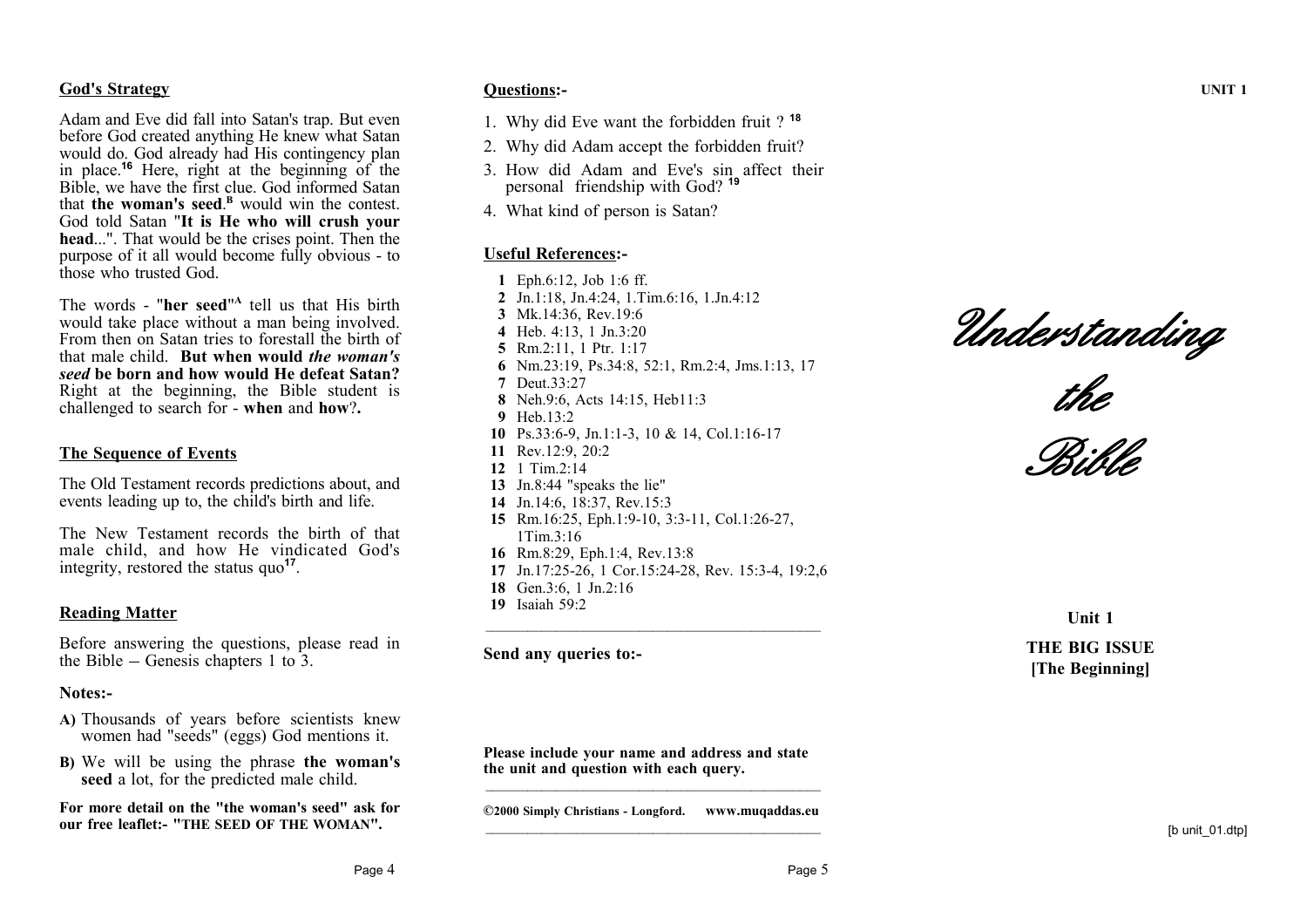## God's Strategy

Adam and Eve did fall into Satan's trap. But even before God created anything He knew what Satan would do. God already had His contingency plan in place.[16] Here, right at the beginning of the Bible, we have the first clue. God informed Satan that **the woman's seed**.[B] would win the contest. God told Satan "**It is He who will crush your head**...". That would be the crises point. Then the purpose of it all would become fully obvious - to those who trusted God.

The words - "**her seed**"[A] tell us that His birth would take place without a man being involved. From then on Satan tries to forestall the birth of that male child. **But when would *the woman's seed* be born and how would He defeat Satan?** Right at the beginning, the Bible student is challenged to search for - **when** and **how**?**.**

## The Sequence of Events

The Old Testament records predictions about, and events leading up to, the child's birth and life.

The New Testament records the birth of that male child, and how He vindicated God's integrity, restored the status quo[17].

## Reading Matter

Before answering the questions, please read in the Bible – Genesis chapters 1 to 3.

**Notes:-**

**A)** Thousands of years before scientists knew women had "seeds" (eggs) God mentions it.

**B)** We will be using the phrase **the woman's seed** a lot, for the predicted male child.

**For more detail on the "the woman's seed" ask for our free leaflet:- "THE SEED OF THE WOMAN".**

## Questions:-

1. Why did Eve want the forbidden fruit ? [18]
2. Why did Adam accept the forbidden fruit?
3. How did Adam and Eve's sin affect their personal friendship with God? [19]
4. What kind of person is Satan?

## Useful References:-

**1** Eph.6:12, Job 1:6 ff.
**2** Jn.1:18, Jn.4:24, 1.Tim.6:16, 1.Jn.4:12
**3** Mk.14:36, Rev.19:6
**4** Heb. 4:13, 1 Jn.3:20
**5** Rm.2:11, 1 Ptr. 1:17
**6** Nm.23:19, Ps.34:8, 52:1, Rm.2:4, Jms.1:13, 17
**7** Deut.33:27
**8** Neh.9:6, Acts 14:15, Heb11:3
**9** Heb.13:2
**10** Ps.33:6-9, Jn.1:1-3, 10 & 14, Col.1:16-17
**11** Rev.12:9, 20:2
**12** 1 Tim.2:14
**13** Jn.8:44 "speaks the lie"
**14** Jn.14:6, 18:37, Rev.15:3
**15** Rm.16:25, Eph.1:9-10, 3:3-11, Col.1:26-27, 1Tim.3:16
**16** Rm.8:29, Eph.1:4, Rev.13:8
**17** Jn.17:25-26, 1 Cor.15:24-28, Rev. 15:3-4, 19:2,6
**18** Gen.3:6, 1 Jn.2:16
**19** Isaiah 59:2

**Send any queries to:-**

**Please include your name and address and state the unit and question with each query.**

**©2000 Simply Christians - Longford. www.muqaddas.eu**

UNIT 1

# Understanding the Bible

**Unit 1**

**THE BIG ISSUE**
**[The Beginning]**

[b unit_01.dtp]